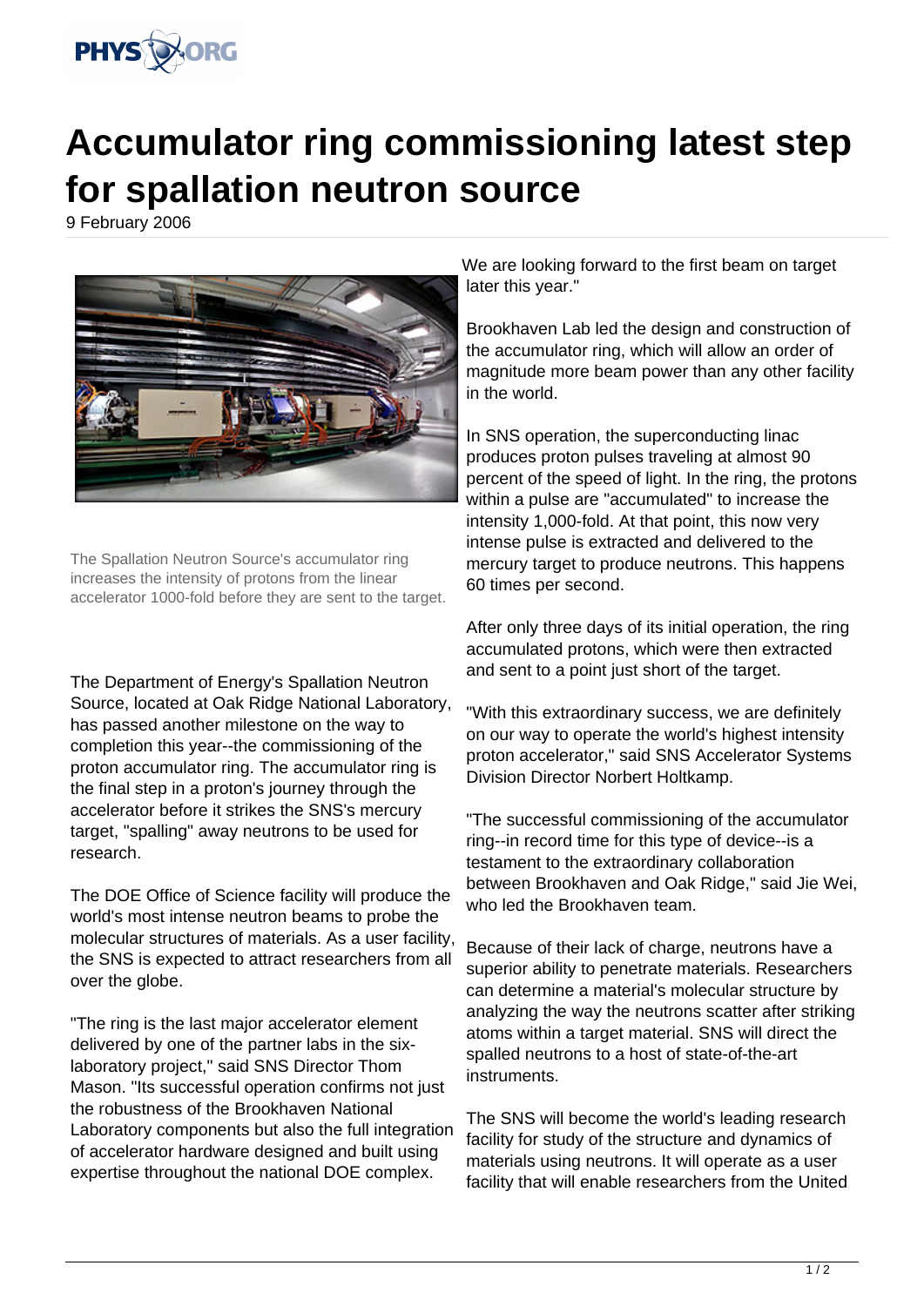# Accumulator ring commissioning latest step for spallation neutron source

9 February 2006

The Spallation Neutron Source's accumulator ring increases the intensity of protons from the linear accelerator 1000-fold before they are sent to the target.

The Department of Energy's Spallation Neutron Source, located at Oak Ridge National Laboratory, has passed another milestone on the way to completion this year--the commissioning of the proton accumulator ring. The accumulator ring is the final step in a proton's journey through the accelerator before it strikes the SNS's mercury target, "spalling" away neutrons to be used for research.

The DOE Office of Science facility will produce the world's most intense neutron beams to probe the molecular structures of materials. As a user facility, the SNS is expected to attract researchers from all over the globe.

"The ring is the last major accelerator element delivered by one of the partner labs in the six-laboratory project," said SNS Director Thom Mason. "Its successful operation confirms not just the robustness of the Brookhaven National Laboratory components but also the full integration of accelerator hardware designed and built using expertise throughout the national DOE complex. We are looking forward to the first beam on target later this year."

Brookhaven Lab led the design and construction of the accumulator ring, which will allow an order of magnitude more beam power than any other facility in the world.

In SNS operation, the superconducting linac produces proton pulses traveling at almost 90 percent of the speed of light. In the ring, the protons within a pulse are "accumulated" to increase the intensity 1,000-fold. At that point, this now very intense pulse is extracted and delivered to the mercury target to produce neutrons. This happens 60 times per second.

After only three days of its initial operation, the ring accumulated protons, which were then extracted and sent to a point just short of the target.

"With this extraordinary success, we are definitely on our way to operate the world's highest intensity proton accelerator," said SNS Accelerator Systems Division Director Norbert Holtkamp.

"The successful commissioning of the accumulator ring--in record time for this type of device--is a testament to the extraordinary collaboration between Brookhaven and Oak Ridge," said Jie Wei, who led the Brookhaven team.

Because of their lack of charge, neutrons have a superior ability to penetrate materials. Researchers can determine a material's molecular structure by analyzing the way the neutrons scatter after striking atoms within a target material. SNS will direct the spalled neutrons to a host of state-of-the-art instruments.

The SNS will become the world's leading research facility for study of the structure and dynamics of materials using neutrons. It will operate as a user facility that will enable researchers from the United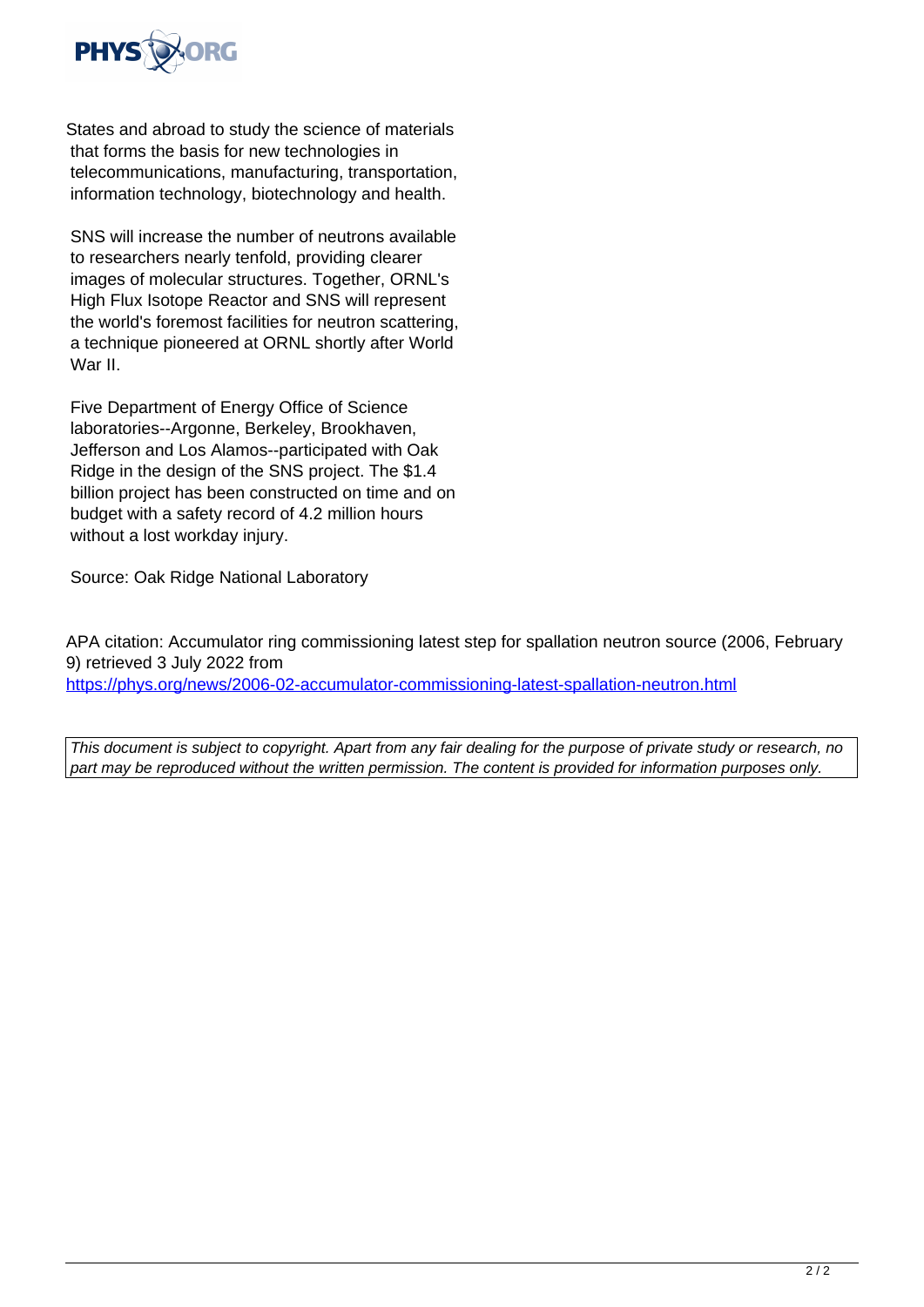States and abroad to study the science of materials that forms the basis for new technologies in telecommunications, manufacturing, transportation, information technology, biotechnology and health.

SNS will increase the number of neutrons available to researchers nearly tenfold, providing clearer images of molecular structures. Together, ORNL's High Flux Isotope Reactor and SNS will represent the world's foremost facilities for neutron scattering, a technique pioneered at ORNL shortly after World War II.

Five Department of Energy Office of Science laboratories--Argonne, Berkeley, Brookhaven, Jefferson and Los Alamos--participated with Oak Ridge in the design of the SNS project. The $1.4 billion project has been constructed on time and on budget with a safety record of 4.2 million hours without a lost workday injury.

Source: Oak Ridge National Laboratory

APA citation: Accumulator ring commissioning latest step for spallation neutron source (2006, February 9) retrieved 3 July 2022 from https://phys.org/news/2006-02-accumulator-commissioning-latest-spallation-neutron.html

*This document is subject to copyright. Apart from any fair dealing for the purpose of private study or research, no part may be reproduced without the written permission. The content is provided for information purposes only.*